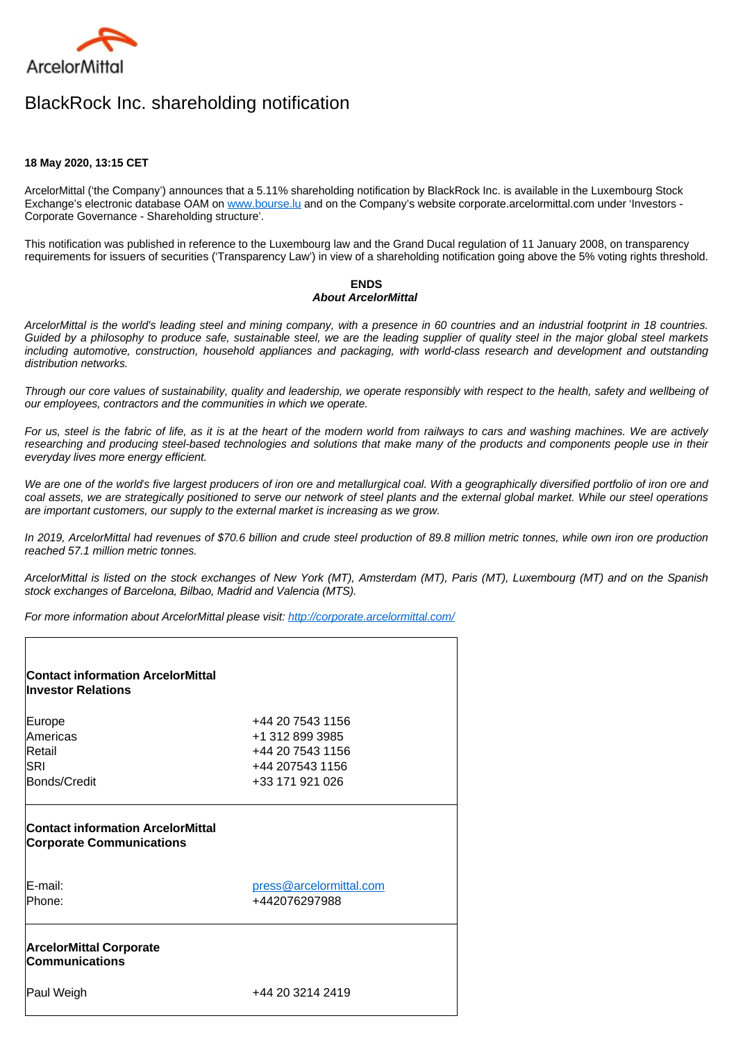ArcelorMittal

# BlackRock Inc. shareholding notification

**18 May 2020, 13:15 CET**

ArcelorMittal ('the Company') announces that a 5.11% shareholding notification by BlackRock Inc. is available in the Luxembourg Stock Exchange's electronic database OAM on [www.bourse.lu](www.bourse.lu) and on the Company's website corporate.arcelormittal.com under 'Investors - Corporate Governance - Shareholding structure'.

This notification was published in reference to the Luxembourg law and the Grand Ducal regulation of 11 January 2008, on transparency requirements for issuers of securities ('Transparency Law') in view of a shareholding notification going above the 5% voting rights threshold.

**ENDS**

***About ArcelorMittal***

*ArcelorMittal is the world's leading steel and mining company, with a presence in 60 countries and an industrial footprint in 18 countries. Guided by a philosophy to produce safe, sustainable steel, we are the leading supplier of quality steel in the major global steel markets including automotive, construction, household appliances and packaging, with world-class research and development and outstanding distribution networks.*

*Through our core values of sustainability, quality and leadership, we operate responsibly with respect to the health, safety and wellbeing of our employees, contractors and the communities in which we operate.*

*For us, steel is the fabric of life, as it is at the heart of the modern world from railways to cars and washing machines. We are actively researching and producing steel-based technologies and solutions that make many of the products and components people use in their everyday lives more energy efficient.*

*We are one of the world's five largest producers of iron ore and metallurgical coal. With a geographically diversified portfolio of iron ore and coal assets, we are strategically positioned to serve our network of steel plants and the external global market. While our steel operations are important customers, our supply to the external market is increasing as we grow.*

*In 2019, ArcelorMittal had revenues of $70.6 billion and crude steel production of 89.8 million metric tonnes, while own iron ore production reached 57.1 million metric tonnes.*

*ArcelorMittal is listed on the stock exchanges of New York (MT), Amsterdam (MT), Paris (MT), Luxembourg (MT) and on the Spanish stock exchanges of Barcelona, Bilbao, Madrid and Valencia (MTS).*

*For more information about ArcelorMittal please visit: [http://corporate.arcelormittal.com/](http://corporate.arcelormittal.com/)*

| **Contact information ArcelorMittal Investor Relations** | |
|---|---|
| Europe | +44 20 7543 1156 |
| Americas | +1 312 899 3985 |
| Retail | +44 20 7543 1156 |
| SRI | +44 207543 1156 |
| Bonds/Credit | +33 171 921 026 |
| **Contact information ArcelorMittal Corporate Communications** | |
| E-mail: | [press@arcelormittal.com](mailto:press@arcelormittal.com) |
| Phone: | +442076297988 |
| **ArcelorMittal Corporate Communications** | |
| Paul Weigh | +44 20 3214 2419 |